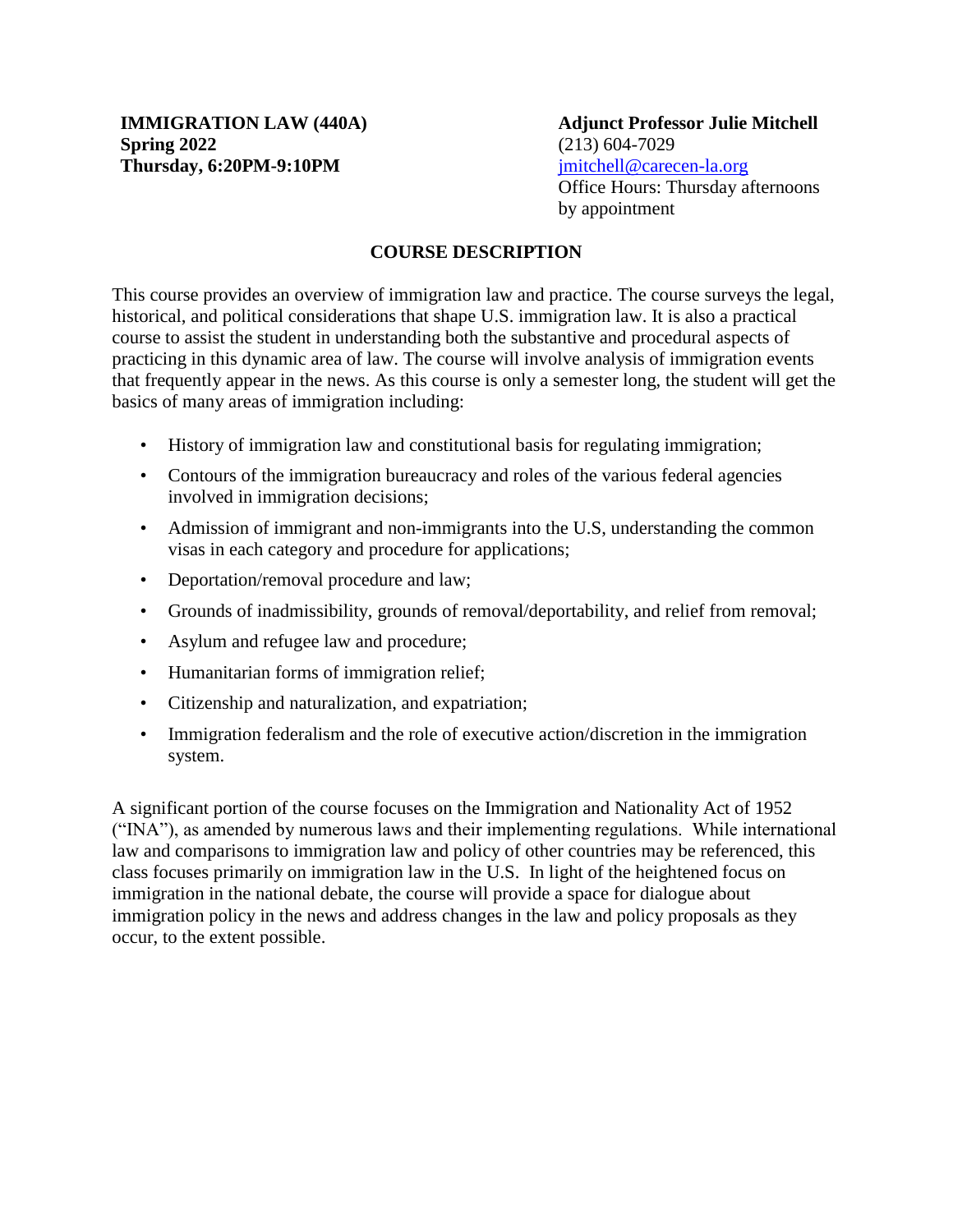**IMMIGRATION LAW (440A)**
**Spring 2022**
**Thursday, 6:20PM-9:10PM**

**Adjunct Professor Julie Mitchell**
(213) 604-7029
jmitchell@carecen-la.org
Office Hours: Thursday afternoons by appointment

## COURSE DESCRIPTION

This course provides an overview of immigration law and practice. The course surveys the legal, historical, and political considerations that shape U.S. immigration law. It is also a practical course to assist the student in understanding both the substantive and procedural aspects of practicing in this dynamic area of law. The course will involve analysis of immigration events that frequently appear in the news. As this course is only a semester long, the student will get the basics of many areas of immigration including:

- History of immigration law and constitutional basis for regulating immigration;
- Contours of the immigration bureaucracy and roles of the various federal agencies involved in immigration decisions;
- Admission of immigrant and non-immigrants into the U.S, understanding the common visas in each category and procedure for applications;
- Deportation/removal procedure and law;
- Grounds of inadmissibility, grounds of removal/deportability, and relief from removal;
- Asylum and refugee law and procedure;
- Humanitarian forms of immigration relief;
- Citizenship and naturalization, and expatriation;
- Immigration federalism and the role of executive action/discretion in the immigration system.

A significant portion of the course focuses on the Immigration and Nationality Act of 1952 ("INA"), as amended by numerous laws and their implementing regulations. While international law and comparisons to immigration law and policy of other countries may be referenced, this class focuses primarily on immigration law in the U.S. In light of the heightened focus on immigration in the national debate, the course will provide a space for dialogue about immigration policy in the news and address changes in the law and policy proposals as they occur, to the extent possible.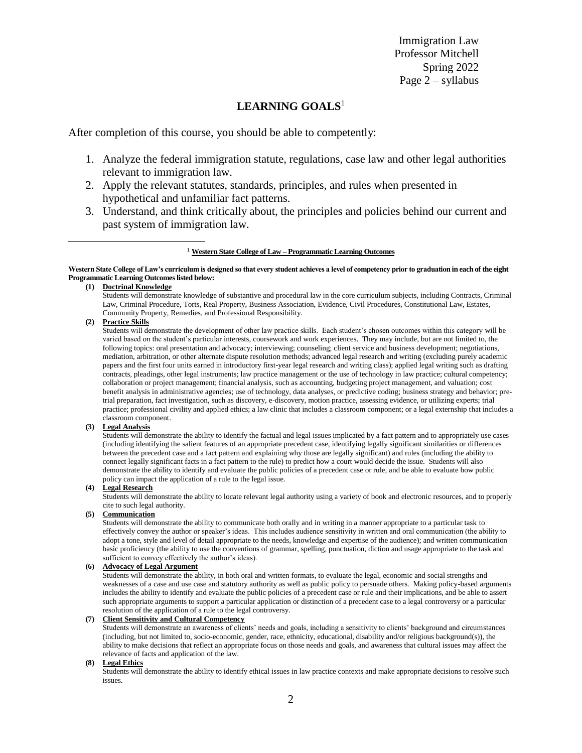## LEARNING GOALS[1]

After completion of this course, you should be able to competently:

1. Analyze the federal immigration statute, regulations, case law and other legal authorities relevant to immigration law.
2. Apply the relevant statutes, standards, principles, and rules when presented in hypothetical and unfamiliar fact patterns.
3. Understand, and think critically about, the principles and policies behind our current and past system of immigration law.

---

[1] **Western State College of Law – Programmatic Learning Outcomes**

**Western State College of Law's curriculum is designed so that every student achieves a level of competency prior to graduation in each of the eight Programmatic Learning Outcomes listed below:**

**(1) Doctrinal Knowledge**
Students will demonstrate knowledge of substantive and procedural law in the core curriculum subjects, including Contracts, Criminal Law, Criminal Procedure, Torts, Real Property, Business Association, Evidence, Civil Procedures, Constitutional Law, Estates, Community Property, Remedies, and Professional Responsibility.

**(2) Practice Skills**
Students will demonstrate the development of other law practice skills. Each student's chosen outcomes within this category will be varied based on the student's particular interests, coursework and work experiences. They may include, but are not limited to, the following topics: oral presentation and advocacy; interviewing; counseling; client service and business development; negotiations, mediation, arbitration, or other alternate dispute resolution methods; advanced legal research and writing (excluding purely academic papers and the first four units earned in introductory first-year legal research and writing class); applied legal writing such as drafting contracts, pleadings, other legal instruments; law practice management or the use of technology in law practice; cultural competency; collaboration or project management; financial analysis, such as accounting, budgeting project management, and valuation; cost benefit analysis in administrative agencies; use of technology, data analyses, or predictive coding; business strategy and behavior; pre-trial preparation, fact investigation, such as discovery, e-discovery, motion practice, assessing evidence, or utilizing experts; trial practice; professional civility and applied ethics; a law clinic that includes a classroom component; or a legal externship that includes a classroom component.

**(3) Legal Analysis**
Students will demonstrate the ability to identify the factual and legal issues implicated by a fact pattern and to appropriately use cases (including identifying the salient features of an appropriate precedent case, identifying legally significant similarities or differences between the precedent case and a fact pattern and explaining why those are legally significant) and rules (including the ability to connect legally significant facts in a fact pattern to the rule) to predict how a court would decide the issue. Students will also demonstrate the ability to identify and evaluate the public policies of a precedent case or rule, and be able to evaluate how public policy can impact the application of a rule to the legal issue.

**(4) Legal Research**
Students will demonstrate the ability to locate relevant legal authority using a variety of book and electronic resources, and to properly cite to such legal authority.

**(5) Communication**
Students will demonstrate the ability to communicate both orally and in writing in a manner appropriate to a particular task to effectively convey the author or speaker's ideas. This includes audience sensitivity in written and oral communication (the ability to adopt a tone, style and level of detail appropriate to the needs, knowledge and expertise of the audience); and written communication basic proficiency (the ability to use the conventions of grammar, spelling, punctuation, diction and usage appropriate to the task and sufficient to convey effectively the author's ideas).

**(6) Advocacy of Legal Argument**
Students will demonstrate the ability, in both oral and written formats, to evaluate the legal, economic and social strengths and weaknesses of a case and use case and statutory authority as well as public policy to persuade others. Making policy-based arguments includes the ability to identify and evaluate the public policies of a precedent case or rule and their implications, and be able to assert such appropriate arguments to support a particular application or distinction of a precedent case to a legal controversy or a particular resolution of the application of a rule to the legal controversy.

**(7) Client Sensitivity and Cultural Competency**
Students will demonstrate an awareness of clients' needs and goals, including a sensitivity to clients' background and circumstances (including, but not limited to, socio-economic, gender, race, ethnicity, educational, disability and/or religious background(s)), the ability to make decisions that reflect an appropriate focus on those needs and goals, and awareness that cultural issues may affect the relevance of facts and application of the law.

**(8) Legal Ethics**
Students will demonstrate the ability to identify ethical issues in law practice contexts and make appropriate decisions to resolve such issues.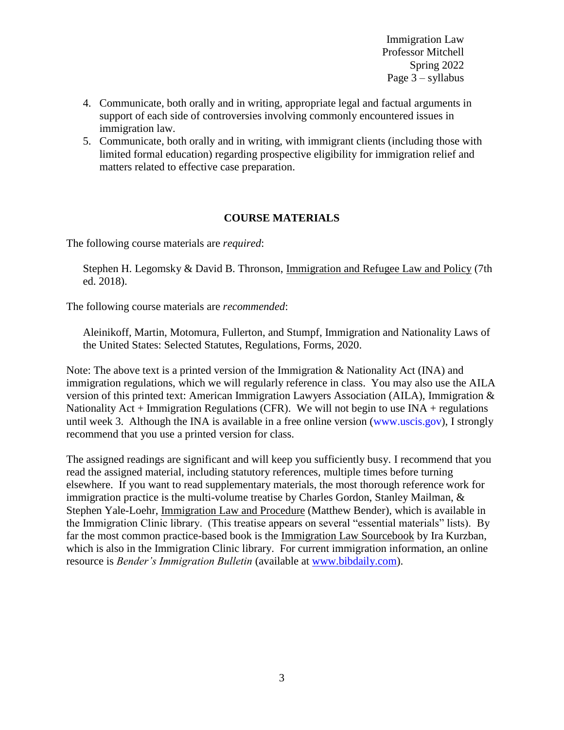4. Communicate, both orally and in writing, appropriate legal and factual arguments in support of each side of controversies involving commonly encountered issues in immigration law.
5. Communicate, both orally and in writing, with immigrant clients (including those with limited formal education) regarding prospective eligibility for immigration relief and matters related to effective case preparation.

## COURSE MATERIALS

The following course materials are *required*:

> Stephen H. Legomsky & David B. Thronson, Immigration and Refugee Law and Policy (7th ed. 2018).

The following course materials are *recommended*:

> Aleinikoff, Martin, Motomura, Fullerton, and Stumpf, Immigration and Nationality Laws of the United States: Selected Statutes, Regulations, Forms, 2020.

Note: The above text is a printed version of the Immigration & Nationality Act (INA) and immigration regulations, which we will regularly reference in class. You may also use the AILA version of this printed text: American Immigration Lawyers Association (AILA), Immigration & Nationality Act + Immigration Regulations (CFR). We will not begin to use INA + regulations until week 3. Although the INA is available in a free online version (www.uscis.gov), I strongly recommend that you use a printed version for class.

The assigned readings are significant and will keep you sufficiently busy. I recommend that you read the assigned material, including statutory references, multiple times before turning elsewhere. If you want to read supplementary materials, the most thorough reference work for immigration practice is the multi-volume treatise by Charles Gordon, Stanley Mailman, & Stephen Yale-Loehr, Immigration Law and Procedure (Matthew Bender), which is available in the Immigration Clinic library. (This treatise appears on several "essential materials" lists). By far the most common practice-based book is the Immigration Law Sourcebook by Ira Kurzban, which is also in the Immigration Clinic library. For current immigration information, an online resource is *Bender's Immigration Bulletin* (available at www.bibdaily.com).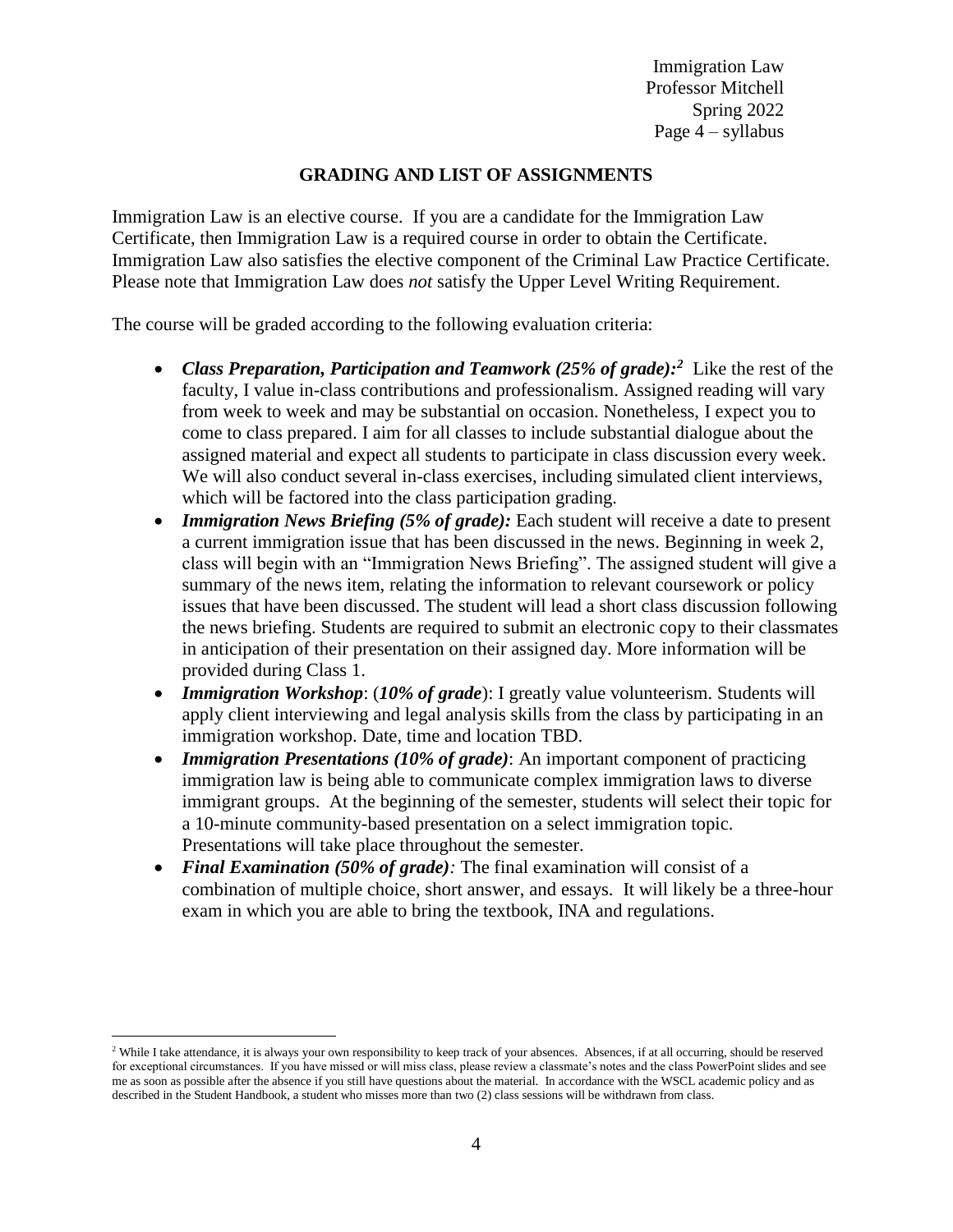## GRADING AND LIST OF ASSIGNMENTS

Immigration Law is an elective course. If you are a candidate for the Immigration Law Certificate, then Immigration Law is a required course in order to obtain the Certificate. Immigration Law also satisfies the elective component of the Criminal Law Practice Certificate. Please note that Immigration Law does *not* satisfy the Upper Level Writing Requirement.

The course will be graded according to the following evaluation criteria:

- ***Class Preparation, Participation and Teamwork (25% of grade):***[2] Like the rest of the faculty, I value in-class contributions and professionalism. Assigned reading will vary from week to week and may be substantial on occasion. Nonetheless, I expect you to come to class prepared. I aim for all classes to include substantial dialogue about the assigned material and expect all students to participate in class discussion every week. We will also conduct several in-class exercises, including simulated client interviews, which will be factored into the class participation grading.
- ***Immigration News Briefing (5% of grade):*** Each student will receive a date to present a current immigration issue that has been discussed in the news. Beginning in week 2, class will begin with an "Immigration News Briefing". The assigned student will give a summary of the news item, relating the information to relevant coursework or policy issues that have been discussed. The student will lead a short class discussion following the news briefing. Students are required to submit an electronic copy to their classmates in anticipation of their presentation on their assigned day. More information will be provided during Class 1.
- ***Immigration Workshop***: (***10% of grade***): I greatly value volunteerism. Students will apply client interviewing and legal analysis skills from the class by participating in an immigration workshop. Date, time and location TBD.
- ***Immigration Presentations (10% of grade)***: An important component of practicing immigration law is being able to communicate complex immigration laws to diverse immigrant groups. At the beginning of the semester, students will select their topic for a 10-minute community-based presentation on a select immigration topic. Presentations will take place throughout the semester.
- ***Final Examination (50% of grade):*** The final examination will consist of a combination of multiple choice, short answer, and essays. It will likely be a three-hour exam in which you are able to bring the textbook, INA and regulations.

---

[2] While I take attendance, it is always your own responsibility to keep track of your absences. Absences, if at all occurring, should be reserved for exceptional circumstances. If you have missed or will miss class, please review a classmate's notes and the class PowerPoint slides and see me as soon as possible after the absence if you still have questions about the material. In accordance with the WSCL academic policy and as described in the Student Handbook, a student who misses more than two (2) class sessions will be withdrawn from class.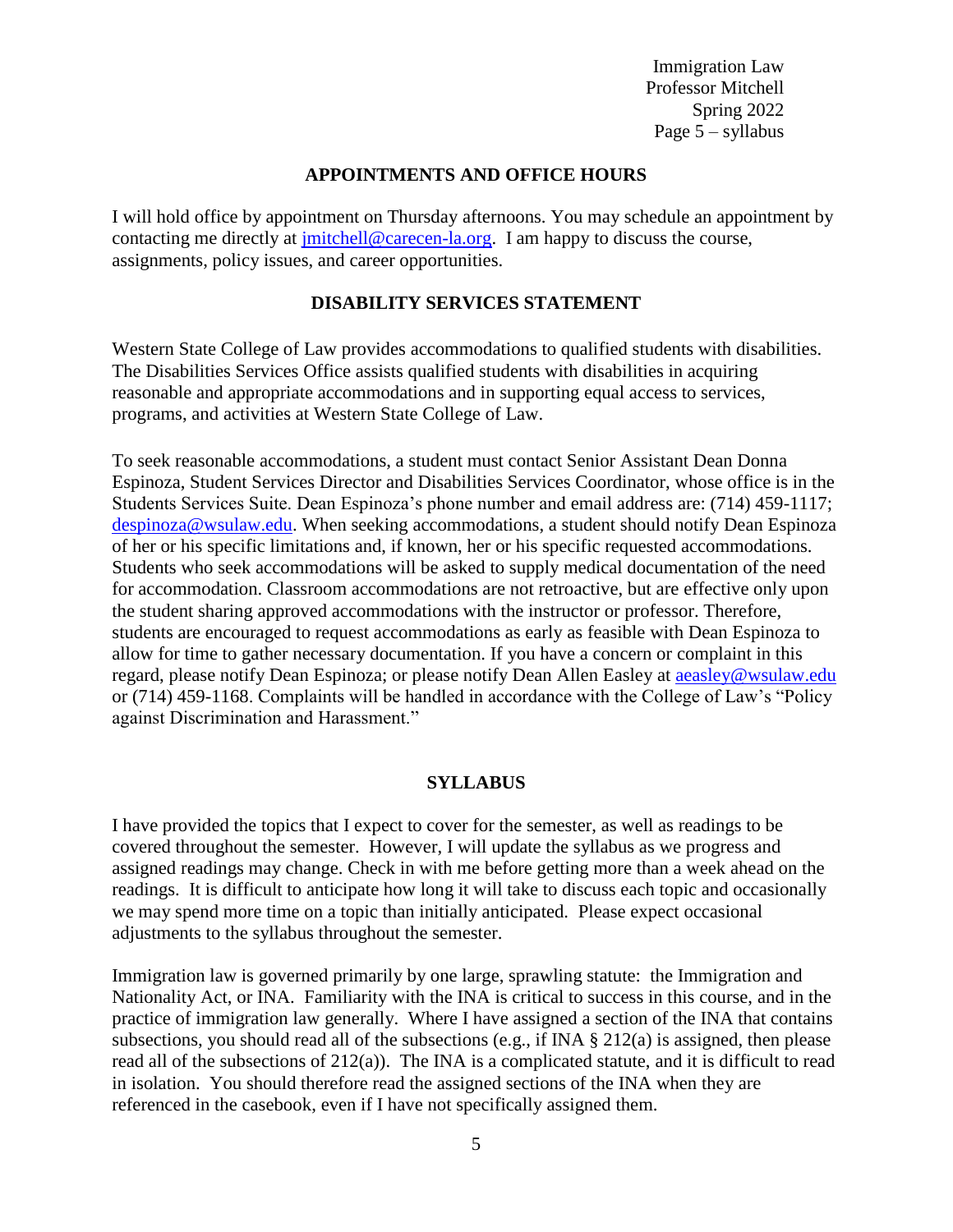## APPOINTMENTS AND OFFICE HOURS

I will hold office by appointment on Thursday afternoons. You may schedule an appointment by contacting me directly at jmitchell@carecen-la.org. I am happy to discuss the course, assignments, policy issues, and career opportunities.

## DISABILITY SERVICES STATEMENT

Western State College of Law provides accommodations to qualified students with disabilities. The Disabilities Services Office assists qualified students with disabilities in acquiring reasonable and appropriate accommodations and in supporting equal access to services, programs, and activities at Western State College of Law.

To seek reasonable accommodations, a student must contact Senior Assistant Dean Donna Espinoza, Student Services Director and Disabilities Services Coordinator, whose office is in the Students Services Suite. Dean Espinoza's phone number and email address are: (714) 459-1117; despinoza@wsulaw.edu. When seeking accommodations, a student should notify Dean Espinoza of her or his specific limitations and, if known, her or his specific requested accommodations. Students who seek accommodations will be asked to supply medical documentation of the need for accommodation. Classroom accommodations are not retroactive, but are effective only upon the student sharing approved accommodations with the instructor or professor. Therefore, students are encouraged to request accommodations as early as feasible with Dean Espinoza to allow for time to gather necessary documentation. If you have a concern or complaint in this regard, please notify Dean Espinoza; or please notify Dean Allen Easley at aeasley@wsulaw.edu or (714) 459-1168. Complaints will be handled in accordance with the College of Law's "Policy against Discrimination and Harassment."

## SYLLABUS

I have provided the topics that I expect to cover for the semester, as well as readings to be covered throughout the semester. However, I will update the syllabus as we progress and assigned readings may change. Check in with me before getting more than a week ahead on the readings. It is difficult to anticipate how long it will take to discuss each topic and occasionally we may spend more time on a topic than initially anticipated. Please expect occasional adjustments to the syllabus throughout the semester.

Immigration law is governed primarily by one large, sprawling statute: the Immigration and Nationality Act, or INA. Familiarity with the INA is critical to success in this course, and in the practice of immigration law generally. Where I have assigned a section of the INA that contains subsections, you should read all of the subsections (e.g., if INA § 212(a) is assigned, then please read all of the subsections of 212(a)). The INA is a complicated statute, and it is difficult to read in isolation. You should therefore read the assigned sections of the INA when they are referenced in the casebook, even if I have not specifically assigned them.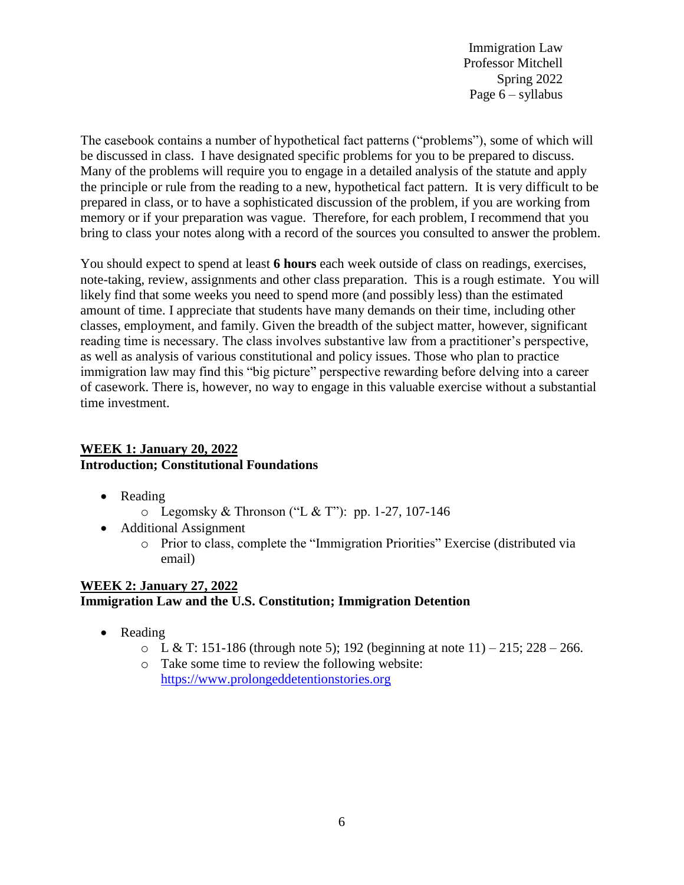The casebook contains a number of hypothetical fact patterns ("problems"), some of which will be discussed in class. I have designated specific problems for you to be prepared to discuss. Many of the problems will require you to engage in a detailed analysis of the statute and apply the principle or rule from the reading to a new, hypothetical fact pattern. It is very difficult to be prepared in class, or to have a sophisticated discussion of the problem, if you are working from memory or if your preparation was vague. Therefore, for each problem, I recommend that you bring to class your notes along with a record of the sources you consulted to answer the problem.

You should expect to spend at least **6 hours** each week outside of class on readings, exercises, note-taking, review, assignments and other class preparation. This is a rough estimate. You will likely find that some weeks you need to spend more (and possibly less) than the estimated amount of time. I appreciate that students have many demands on their time, including other classes, employment, and family. Given the breadth of the subject matter, however, significant reading time is necessary. The class involves substantive law from a practitioner's perspective, as well as analysis of various constitutional and policy issues. Those who plan to practice immigration law may find this "big picture" perspective rewarding before delving into a career of casework. There is, however, no way to engage in this valuable exercise without a substantial time investment.

**WEEK 1: January 20, 2022**
**Introduction; Constitutional Foundations**

- Reading
  - Legomsky & Thronson ("L & T"): pp. 1-27, 107-146
- Additional Assignment
  - Prior to class, complete the "Immigration Priorities" Exercise (distributed via email)

**WEEK 2: January 27, 2022**
**Immigration Law and the U.S. Constitution; Immigration Detention**

- Reading
  - L & T: 151-186 (through note 5); 192 (beginning at note 11) – 215; 228 – 266.
  - Take some time to review the following website: https://www.prolongeddetentionstories.org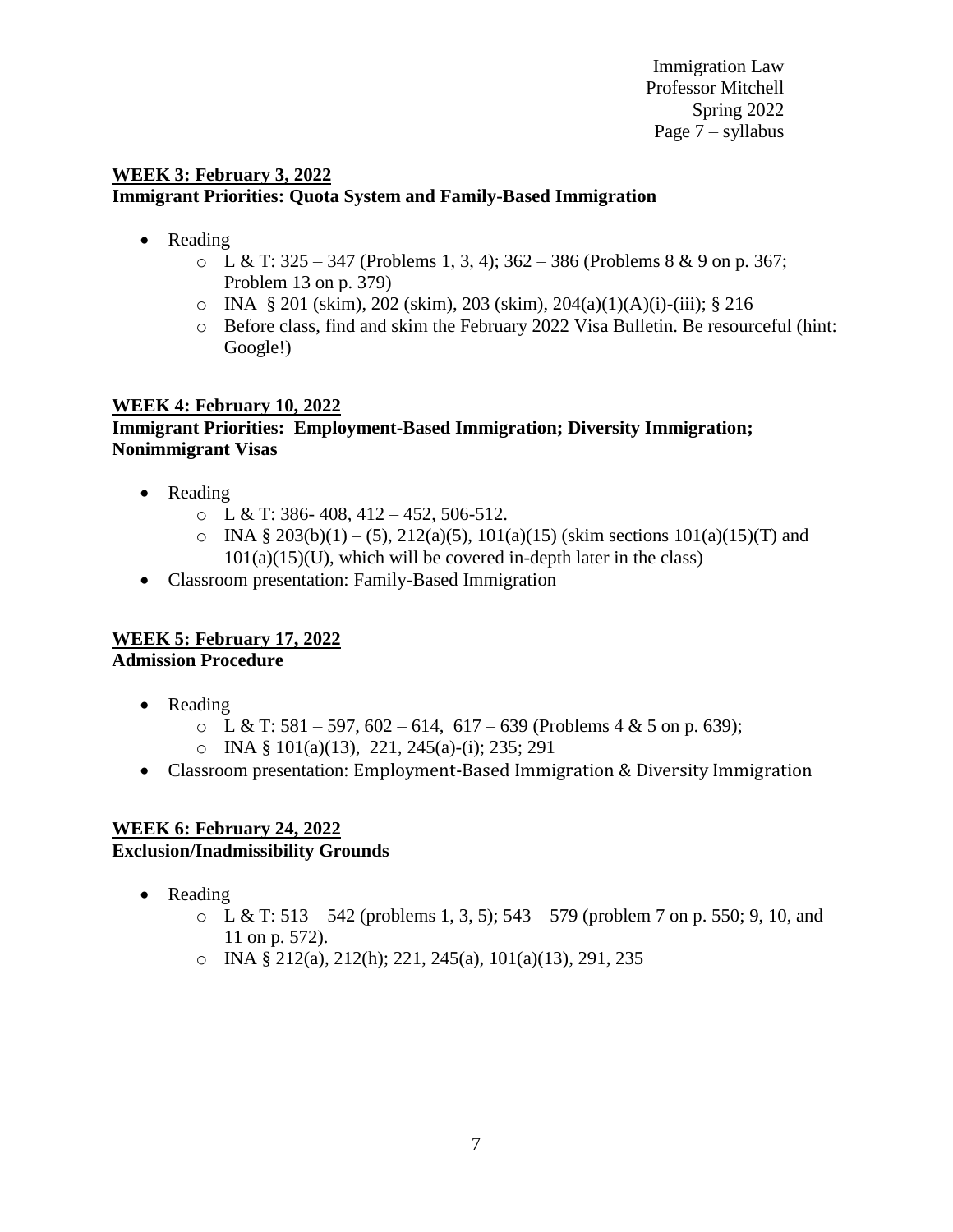## WEEK 3: February 3, 2022

**Immigrant Priorities: Quota System and Family-Based Immigration**

- Reading
  - L & T: 325 – 347 (Problems 1, 3, 4); 362 – 386 (Problems 8 & 9 on p. 367; Problem 13 on p. 379)
  - INA § 201 (skim), 202 (skim), 203 (skim), 204(a)(1)(A)(i)-(iii); § 216
  - Before class, find and skim the February 2022 Visa Bulletin. Be resourceful (hint: Google!)

## WEEK 4: February 10, 2022

**Immigrant Priorities: Employment-Based Immigration; Diversity Immigration; Nonimmigrant Visas**

- Reading
  - L & T: 386- 408, 412 – 452, 506-512.
  - INA § 203(b)(1) – (5), 212(a)(5), 101(a)(15) (skim sections 101(a)(15)(T) and 101(a)(15)(U), which will be covered in-depth later in the class)
- Classroom presentation: Family-Based Immigration

## WEEK 5: February 17, 2022

**Admission Procedure**

- Reading
  - L & T: 581 – 597, 602 – 614, 617 – 639 (Problems 4 & 5 on p. 639);
  - INA § 101(a)(13), 221, 245(a)-(i); 235; 291
- Classroom presentation: Employment-Based Immigration & Diversity Immigration

## WEEK 6: February 24, 2022

**Exclusion/Inadmissibility Grounds**

- Reading
  - L & T: 513 – 542 (problems 1, 3, 5); 543 – 579 (problem 7 on p. 550; 9, 10, and 11 on p. 572).
  - INA § 212(a), 212(h); 221, 245(a), 101(a)(13), 291, 235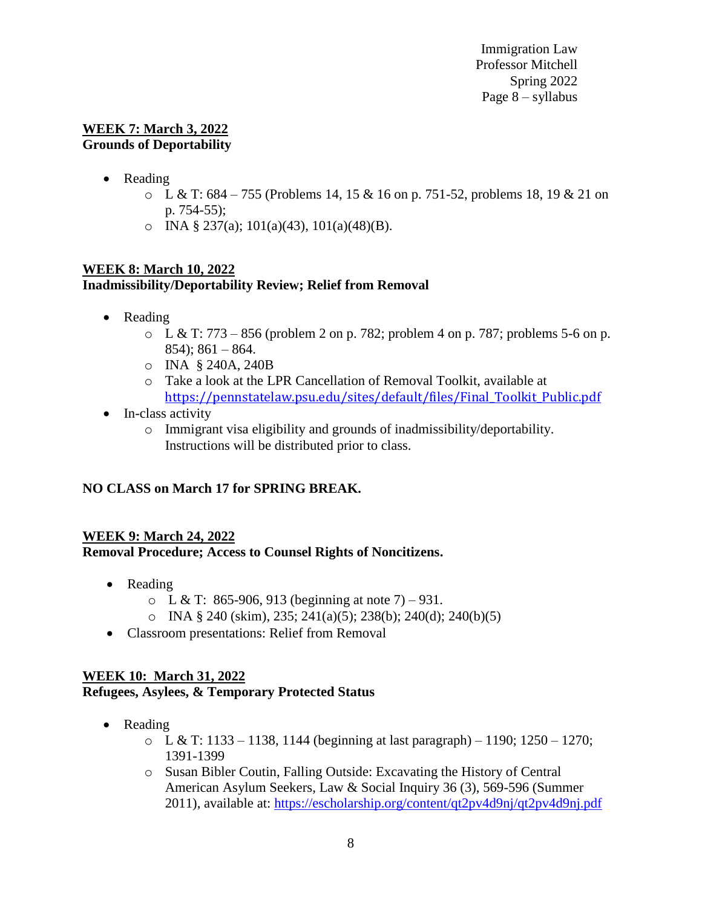**WEEK 7: March 3, 2022**
**Grounds of Deportability**

- Reading
  - L & T: 684 – 755 (Problems 14, 15 & 16 on p. 751-52, problems 18, 19 & 21 on p. 754-55);
  - INA § 237(a); 101(a)(43), 101(a)(48)(B).

**WEEK 8: March 10, 2022**
**Inadmissibility/Deportability Review; Relief from Removal**

- Reading
  - L & T: 773 – 856 (problem 2 on p. 782; problem 4 on p. 787; problems 5-6 on p. 854); 861 – 864.
  - INA § 240A, 240B
  - Take a look at the LPR Cancellation of Removal Toolkit, available at https://pennstatelaw.psu.edu/sites/default/files/Final_Toolkit_Public.pdf
- In-class activity
  - Immigrant visa eligibility and grounds of inadmissibility/deportability. Instructions will be distributed prior to class.

**NO CLASS on March 17 for SPRING BREAK.**

**WEEK 9: March 24, 2022**
**Removal Procedure; Access to Counsel Rights of Noncitizens.**

- Reading
  - L & T: 865-906, 913 (beginning at note 7) – 931.
  - INA § 240 (skim), 235; 241(a)(5); 238(b); 240(d); 240(b)(5)
- Classroom presentations: Relief from Removal

**WEEK 10: March 31, 2022**
**Refugees, Asylees, & Temporary Protected Status**

- Reading
  - L & T: 1133 – 1138, 1144 (beginning at last paragraph) – 1190; 1250 – 1270; 1391-1399
  - Susan Bibler Coutin, Falling Outside: Excavating the History of Central American Asylum Seekers, Law & Social Inquiry 36 (3), 569-596 (Summer 2011), available at: https://escholarship.org/content/qt2pv4d9nj/qt2pv4d9nj.pdf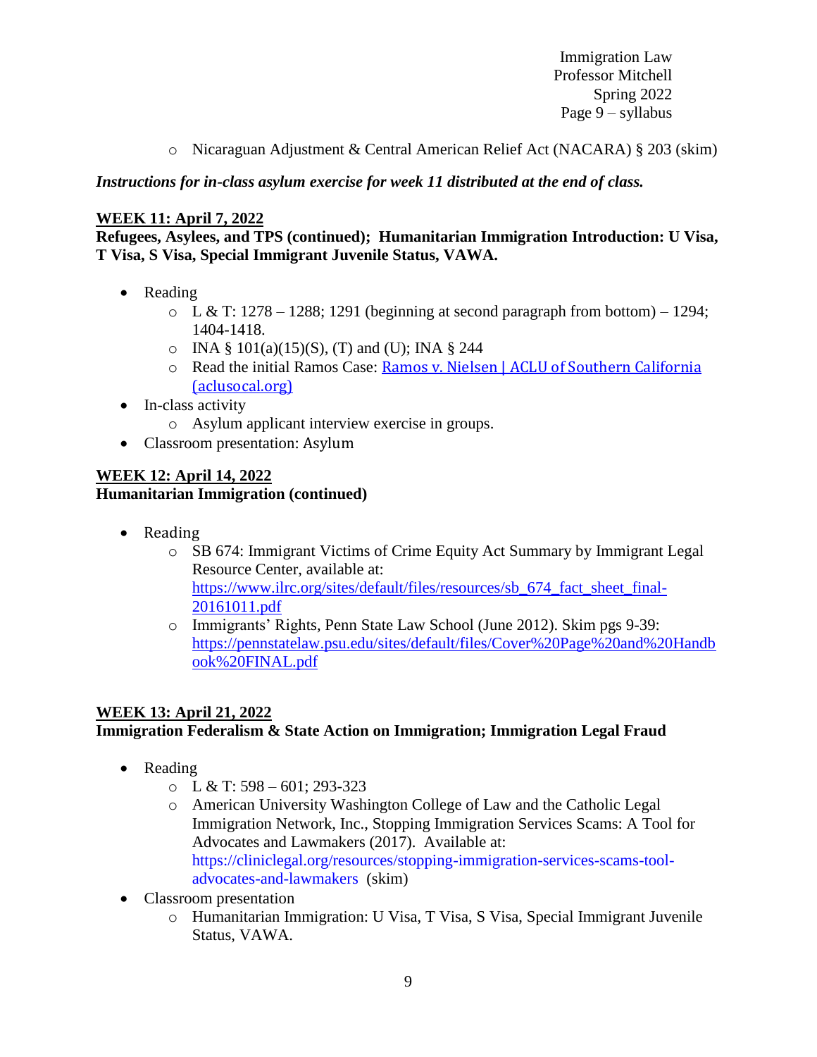- Nicaraguan Adjustment & Central American Relief Act (NACARA) § 203 (skim)

***Instructions for in-class asylum exercise for week 11 distributed at the end of class.***

**WEEK 11: April 7, 2022**

**Refugees, Asylees, and TPS (continued); Humanitarian Immigration Introduction: U Visa, T Visa, S Visa, Special Immigrant Juvenile Status, VAWA.**

- Reading
  - L & T: 1278 – 1288; 1291 (beginning at second paragraph from bottom) – 1294; 1404-1418.
  - INA § 101(a)(15)(S), (T) and (U); INA § 244
  - Read the initial Ramos Case: [Ramos v. Nielsen | ACLU of Southern California (aclusocal.org)]()
- In-class activity
  - Asylum applicant interview exercise in groups.
- Classroom presentation: Asylum

**WEEK 12: April 14, 2022**

**Humanitarian Immigration (continued)**

- Reading
  - SB 674: Immigrant Victims of Crime Equity Act Summary by Immigrant Legal Resource Center, available at: https://www.ilrc.org/sites/default/files/resources/sb_674_fact_sheet_final-20161011.pdf
  - Immigrants' Rights, Penn State Law School (June 2012). Skim pgs 9-39: https://pennstatelaw.psu.edu/sites/default/files/Cover%20Page%20and%20Handbook%20FINAL.pdf

**WEEK 13: April 21, 2022**

**Immigration Federalism & State Action on Immigration; Immigration Legal Fraud**

- Reading
  - L & T: 598 – 601; 293-323
  - American University Washington College of Law and the Catholic Legal Immigration Network, Inc., Stopping Immigration Services Scams: A Tool for Advocates and Lawmakers (2017). Available at: https://cliniclegal.org/resources/stopping-immigration-services-scams-tool-advocates-and-lawmakers (skim)
- Classroom presentation
  - Humanitarian Immigration: U Visa, T Visa, S Visa, Special Immigrant Juvenile Status, VAWA.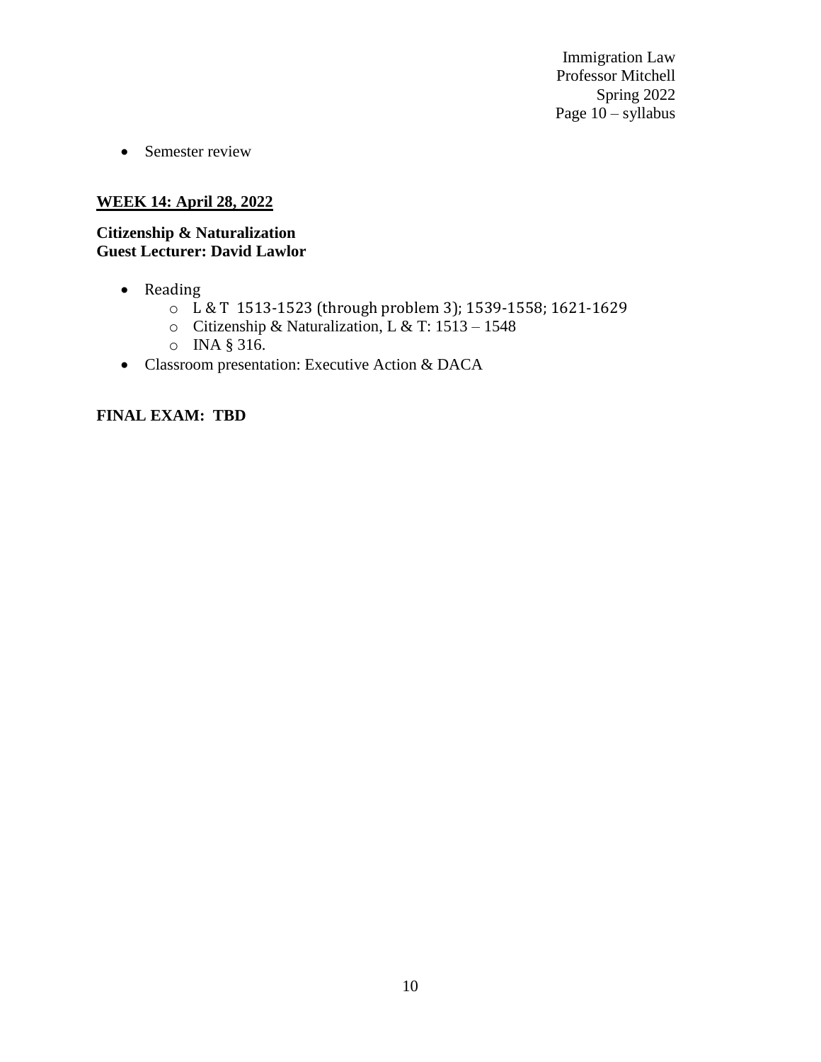- Semester review

## WEEK 14: April 28, 2022

**Citizenship & Naturalization**
**Guest Lecturer: David Lawlor**

- Reading
  - L & T 1513-1523 (through problem 3); 1539-1558; 1621-1629
  - Citizenship & Naturalization, L & T: 1513 – 1548
  - INA § 316.
- Classroom presentation: Executive Action & DACA

**FINAL EXAM: TBD**